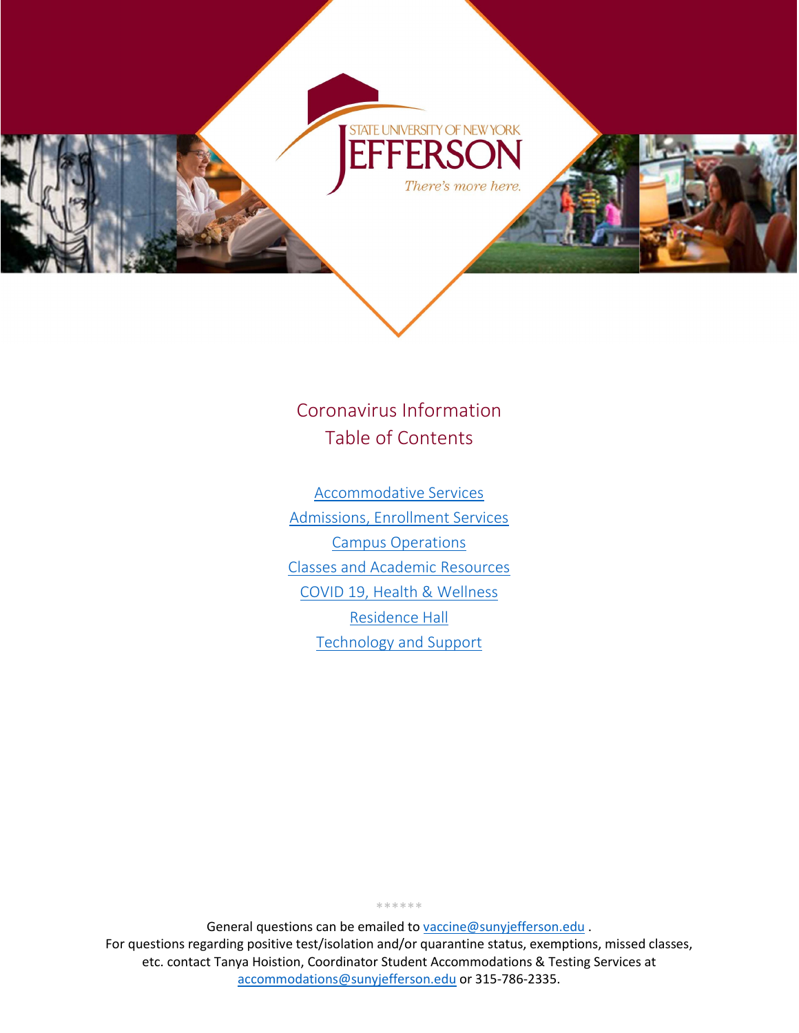# Coronavirus Information
## Table of Contents

[Accommodative Services]

[Admissions, Enrollment Services]

[Campus Operations]

[Classes and Academic Resources]

[COVID 19, Health & Wellness]

[Residence Hall]

[Technology and Support]

******

General questions can be emailed to vaccine@sunyjefferson.edu .
For questions regarding positive test/isolation and/or quarantine status, exemptions, missed classes, etc. contact Tanya Hoistion, Coordinator Student Accommodations & Testing Services at accommodations@sunyjefferson.edu or 315-786-2335.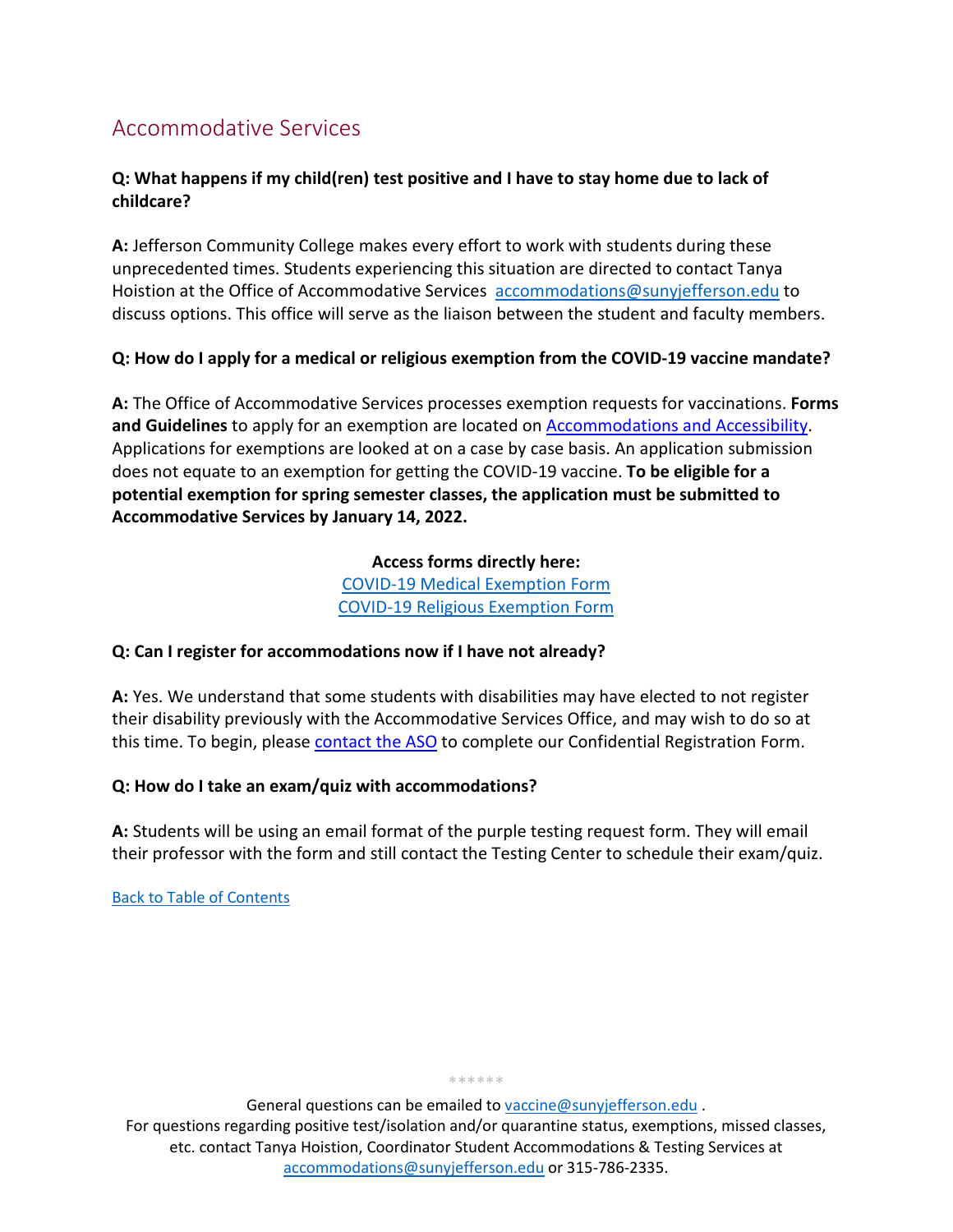## Accommodative Services

**Q: What happens if my child(ren) test positive and I have to stay home due to lack of childcare?**

**A:** Jefferson Community College makes every effort to work with students during these unprecedented times. Students experiencing this situation are directed to contact Tanya Hoistion at the Office of Accommodative Services [accommodations@sunyjefferson.edu](mailto:accommodations@sunyjefferson.edu) to discuss options. This office will serve as the liaison between the student and faculty members.

**Q: How do I apply for a medical or religious exemption from the COVID-19 vaccine mandate?**

**A:** The Office of Accommodative Services processes exemption requests for vaccinations. **Forms and Guidelines** to apply for an exemption are located on Accommodations and Accessibility. Applications for exemptions are looked at on a case by case basis. An application submission does not equate to an exemption for getting the COVID-19 vaccine. **To be eligible for a potential exemption for spring semester classes, the application must be submitted to Accommodative Services by January 14, 2022.**

**Access forms directly here:**
COVID-19 Medical Exemption Form
COVID-19 Religious Exemption Form

**Q: Can I register for accommodations now if I have not already?**

**A:** Yes. We understand that some students with disabilities may have elected to not register their disability previously with the Accommodative Services Office, and may wish to do so at this time. To begin, please contact the ASO to complete our Confidential Registration Form.

**Q: How do I take an exam/quiz with accommodations?**

**A:** Students will be using an email format of the purple testing request form. They will email their professor with the form and still contact the Testing Center to schedule their exam/quiz.

Back to Table of Contents

******

General questions can be emailed to [vaccine@sunyjefferson.edu](mailto:vaccine@sunyjefferson.edu) .
For questions regarding positive test/isolation and/or quarantine status, exemptions, missed classes, etc. contact Tanya Hoistion, Coordinator Student Accommodations & Testing Services at [accommodations@sunyjefferson.edu](mailto:accommodations@sunyjefferson.edu) or 315-786-2335.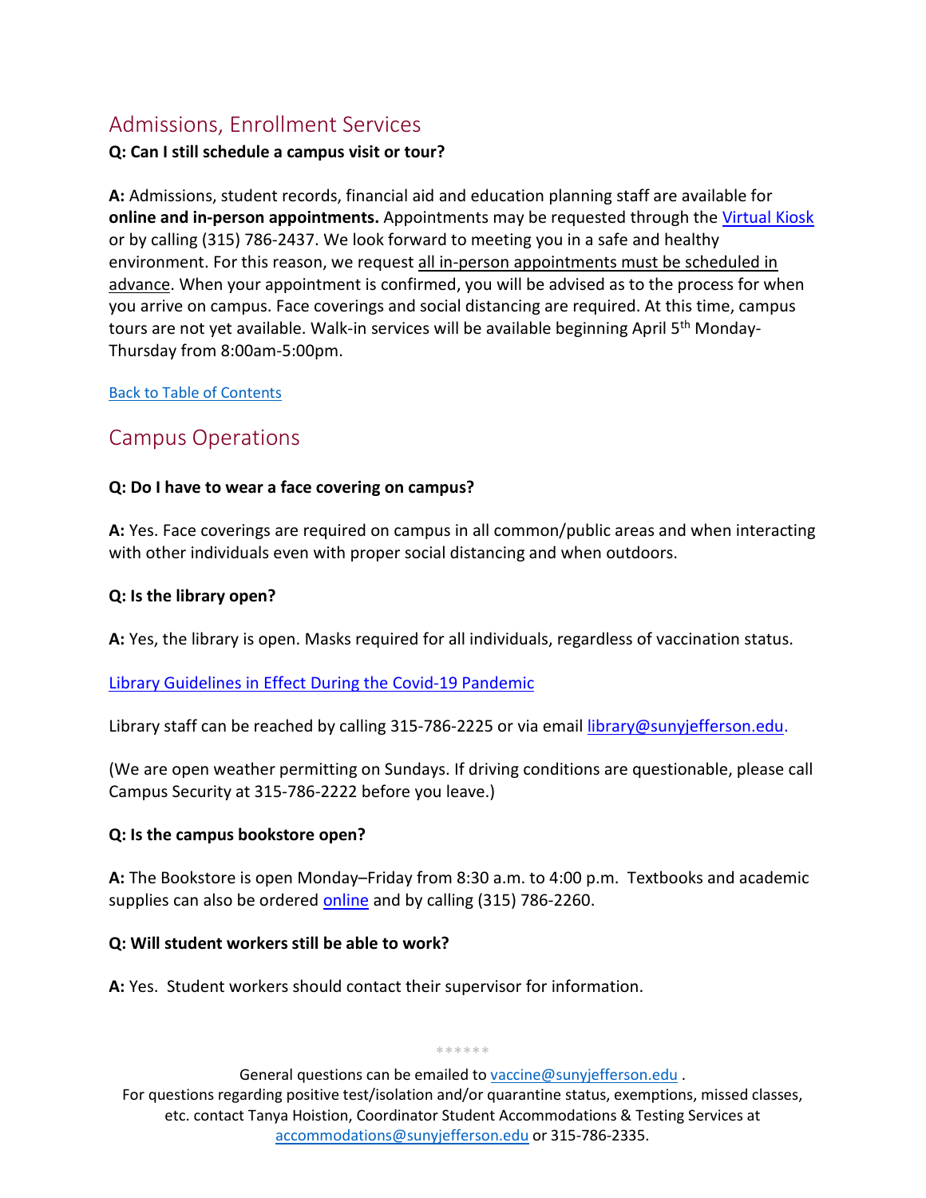## Admissions, Enrollment Services

**Q: Can I still schedule a campus visit or tour?**

**A:** Admissions, student records, financial aid and education planning staff are available for **online and in-person appointments.** Appointments may be requested through the Virtual Kiosk or by calling (315) 786-2437. We look forward to meeting you in a safe and healthy environment. For this reason, we request all in-person appointments must be scheduled in advance. When your appointment is confirmed, you will be advised as to the process for when you arrive on campus. Face coverings and social distancing are required. At this time, campus tours are not yet available. Walk-in services will be available beginning April 5th Monday-Thursday from 8:00am-5:00pm.

Back to Table of Contents

## Campus Operations

**Q: Do I have to wear a face covering on campus?**

**A:** Yes. Face coverings are required on campus in all common/public areas and when interacting with other individuals even with proper social distancing and when outdoors.

**Q: Is the library open?**

**A:** Yes, the library is open. Masks required for all individuals, regardless of vaccination status.

Library Guidelines in Effect During the Covid-19 Pandemic

Library staff can be reached by calling 315-786-2225 or via email library@sunyjefferson.edu.

(We are open weather permitting on Sundays. If driving conditions are questionable, please call Campus Security at 315-786-2222 before you leave.)

**Q: Is the campus bookstore open?**

**A:** The Bookstore is open Monday–Friday from 8:30 a.m. to 4:00 p.m. Textbooks and academic supplies can also be ordered online and by calling (315) 786-2260.

**Q: Will student workers still be able to work?**

**A:** Yes. Student workers should contact their supervisor for information.

******

General questions can be emailed to vaccine@sunyjefferson.edu .
For questions regarding positive test/isolation and/or quarantine status, exemptions, missed classes, etc. contact Tanya Hoistion, Coordinator Student Accommodations & Testing Services at accommodations@sunyjefferson.edu or 315-786-2335.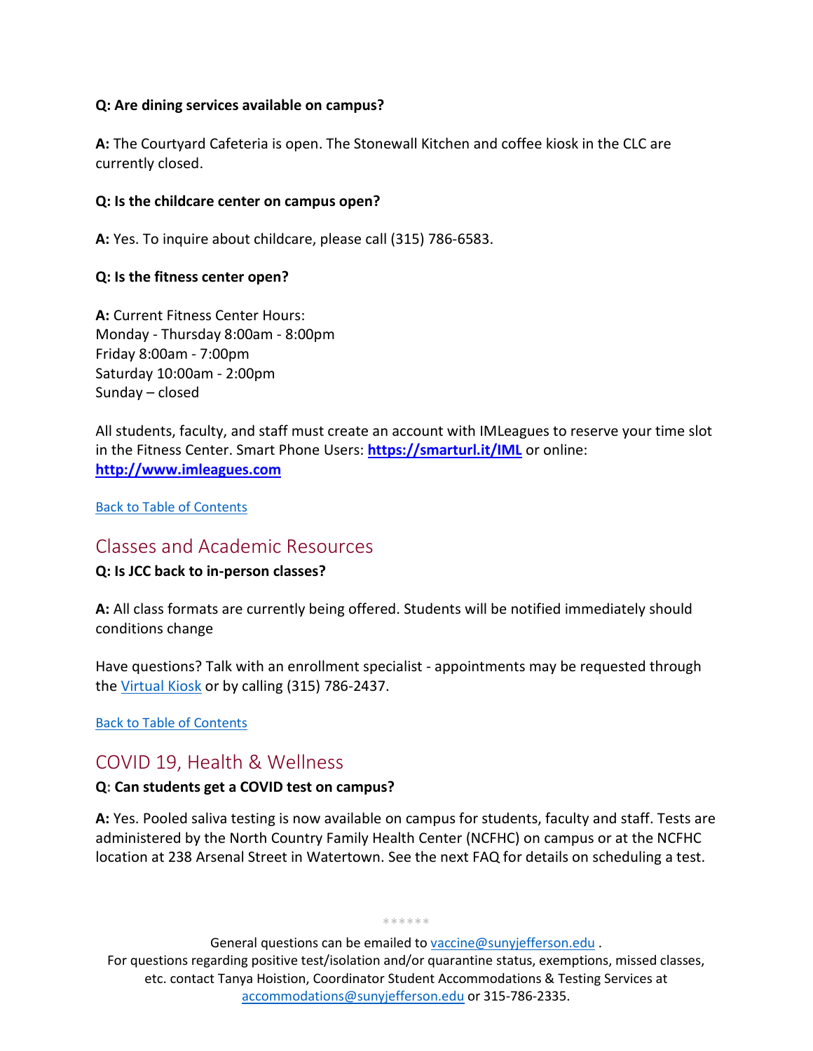**Q: Are dining services available on campus?**

**A:** The Courtyard Cafeteria is open. The Stonewall Kitchen and coffee kiosk in the CLC are currently closed.

**Q: Is the childcare center on campus open?**

**A:** Yes. To inquire about childcare, please call (315) 786-6583.

**Q: Is the fitness center open?**

**A:** Current Fitness Center Hours:
Monday - Thursday 8:00am - 8:00pm
Friday 8:00am - 7:00pm
Saturday 10:00am - 2:00pm
Sunday – closed

All students, faculty, and staff must create an account with IMLeagues to reserve your time slot in the Fitness Center. Smart Phone Users: **https://smarturl.it/IML** or online: **http://www.imleagues.com**

Back to Table of Contents

## Classes and Academic Resources

**Q: Is JCC back to in-person classes?**

**A:** All class formats are currently being offered. Students will be notified immediately should conditions change

Have questions? Talk with an enrollment specialist - appointments may be requested through the Virtual Kiosk or by calling (315) 786-2437.

Back to Table of Contents

## COVID 19, Health & Wellness

**Q: Can students get a COVID test on campus?**

**A:** Yes. Pooled saliva testing is now available on campus for students, faculty and staff. Tests are administered by the North Country Family Health Center (NCFHC) on campus or at the NCFHC location at 238 Arsenal Street in Watertown. See the next FAQ for details on scheduling a test.

******

General questions can be emailed to vaccine@sunyjefferson.edu .
For questions regarding positive test/isolation and/or quarantine status, exemptions, missed classes, etc. contact Tanya Hoistion, Coordinator Student Accommodations & Testing Services at accommodations@sunyjefferson.edu or 315-786-2335.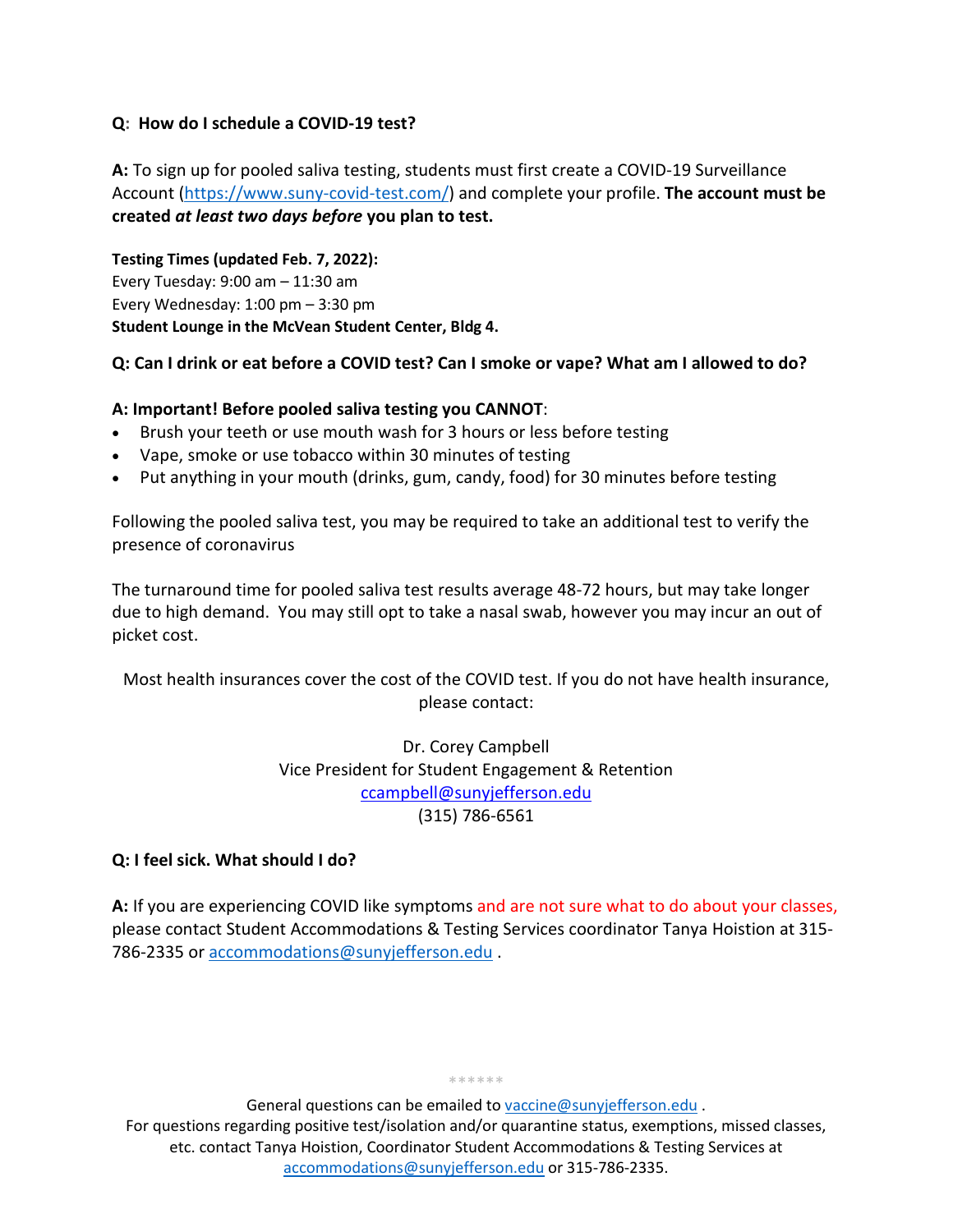**Q: How do I schedule a COVID-19 test?**

**A:** To sign up for pooled saliva testing, students must first create a COVID-19 Surveillance Account (https://www.suny-covid-test.com/) and complete your profile. **The account must be created *at least two days before* you plan to test.**

**Testing Times (updated Feb. 7, 2022):**
Every Tuesday: 9:00 am – 11:30 am
Every Wednesday: 1:00 pm – 3:30 pm
**Student Lounge in the McVean Student Center, Bldg 4.**

**Q: Can I drink or eat before a COVID test? Can I smoke or vape? What am I allowed to do?**

**A: Important! Before pooled saliva testing you CANNOT**:

- Brush your teeth or use mouth wash for 3 hours or less before testing
- Vape, smoke or use tobacco within 30 minutes of testing
- Put anything in your mouth (drinks, gum, candy, food) for 30 minutes before testing

Following the pooled saliva test, you may be required to take an additional test to verify the presence of coronavirus

The turnaround time for pooled saliva test results average 48-72 hours, but may take longer due to high demand. You may still opt to take a nasal swab, however you may incur an out of picket cost.

Most health insurances cover the cost of the COVID test. If you do not have health insurance, please contact:

Dr. Corey Campbell
Vice President for Student Engagement & Retention
ccampbell@sunyjefferson.edu
(315) 786-6561

**Q: I feel sick. What should I do?**

**A:** If you are experiencing COVID like symptoms and are not sure what to do about your classes, please contact Student Accommodations & Testing Services coordinator Tanya Hoistion at 315-786-2335 or accommodations@sunyjefferson.edu .

******

General questions can be emailed to vaccine@sunyjefferson.edu .
For questions regarding positive test/isolation and/or quarantine status, exemptions, missed classes, etc. contact Tanya Hoistion, Coordinator Student Accommodations & Testing Services at accommodations@sunyjefferson.edu or 315-786-2335.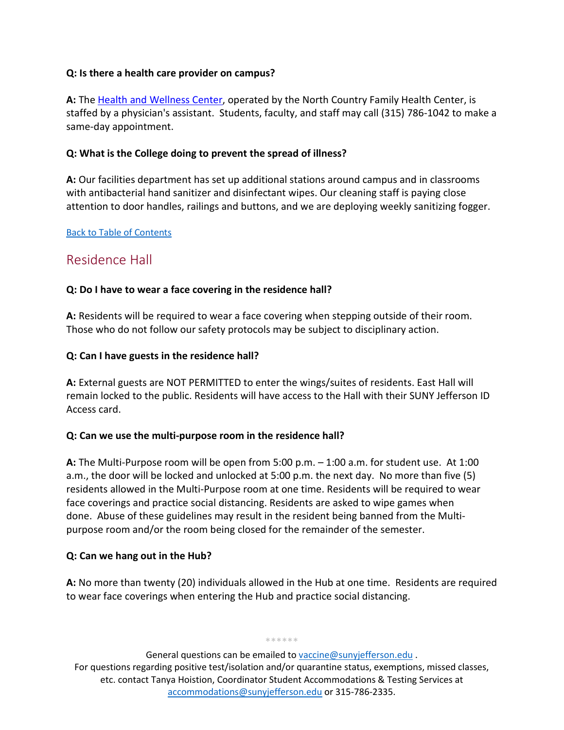**Q: Is there a health care provider on campus?**

**A:** The [Health and Wellness Center](), operated by the North Country Family Health Center, is staffed by a physician's assistant. Students, faculty, and staff may call (315) 786-1042 to make a same-day appointment.

**Q: What is the College doing to prevent the spread of illness?**

**A:** Our facilities department has set up additional stations around campus and in classrooms with antibacterial hand sanitizer and disinfectant wipes. Our cleaning staff is paying close attention to door handles, railings and buttons, and we are deploying weekly sanitizing fogger.

[Back to Table of Contents]()

## Residence Hall

**Q: Do I have to wear a face covering in the residence hall?**

**A:** Residents will be required to wear a face covering when stepping outside of their room. Those who do not follow our safety protocols may be subject to disciplinary action.

**Q: Can I have guests in the residence hall?**

**A:** External guests are NOT PERMITTED to enter the wings/suites of residents. East Hall will remain locked to the public. Residents will have access to the Hall with their SUNY Jefferson ID Access card.

**Q: Can we use the multi-purpose room in the residence hall?**

**A:** The Multi-Purpose room will be open from 5:00 p.m. – 1:00 a.m. for student use. At 1:00 a.m., the door will be locked and unlocked at 5:00 p.m. the next day. No more than five (5) residents allowed in the Multi-Purpose room at one time. Residents will be required to wear face coverings and practice social distancing. Residents are asked to wipe games when done. Abuse of these guidelines may result in the resident being banned from the Multi-purpose room and/or the room being closed for the remainder of the semester.

**Q: Can we hang out in the Hub?**

**A:** No more than twenty (20) individuals allowed in the Hub at one time. Residents are required to wear face coverings when entering the Hub and practice social distancing.

******

General questions can be emailed to vaccine@sunyjefferson.edu .
For questions regarding positive test/isolation and/or quarantine status, exemptions, missed classes, etc. contact Tanya Hoistion, Coordinator Student Accommodations & Testing Services at accommodations@sunyjefferson.edu or 315-786-2335.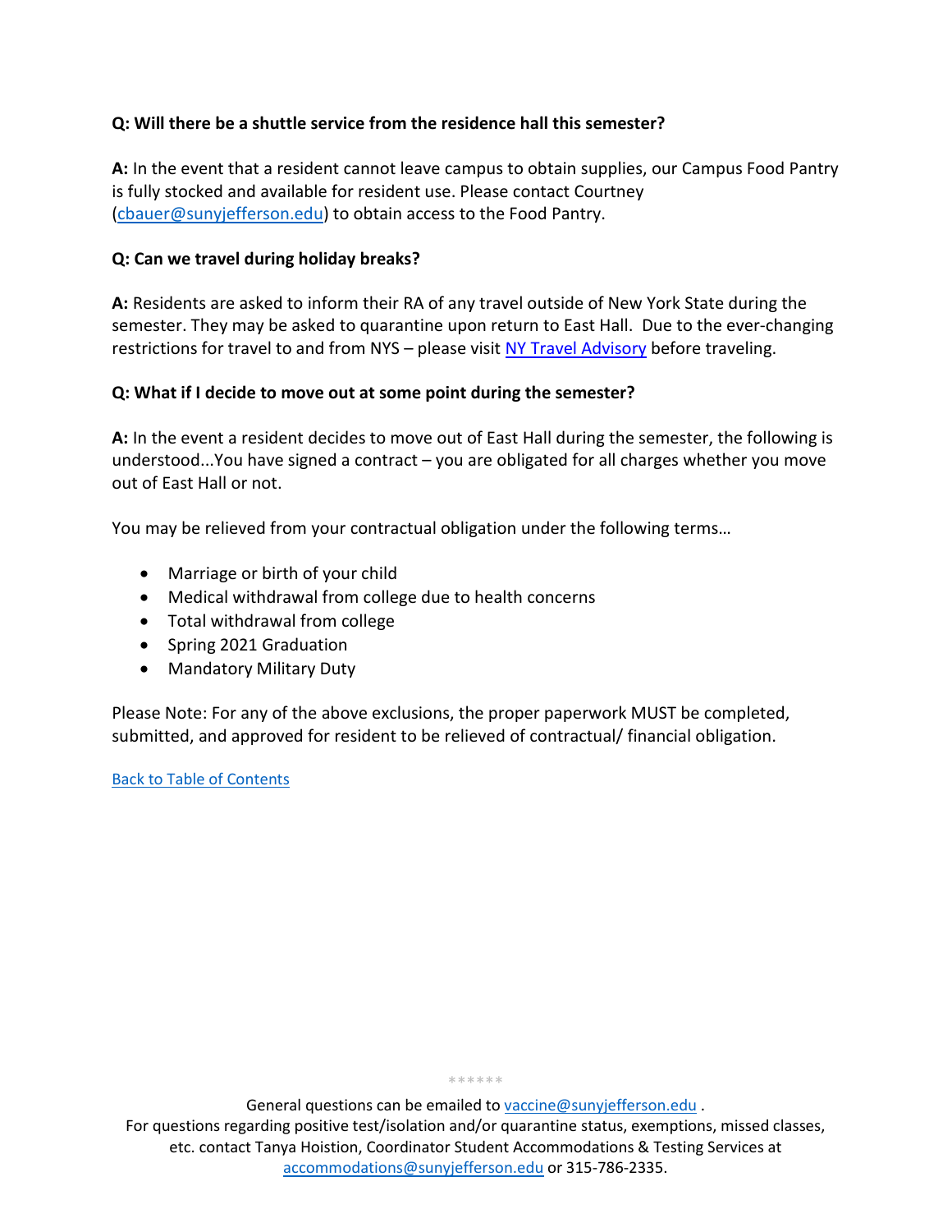**Q: Will there be a shuttle service from the residence hall this semester?**

**A:** In the event that a resident cannot leave campus to obtain supplies, our Campus Food Pantry is fully stocked and available for resident use. Please contact Courtney (cbauer@sunyjefferson.edu) to obtain access to the Food Pantry.

**Q: Can we travel during holiday breaks?**

**A:** Residents are asked to inform their RA of any travel outside of New York State during the semester. They may be asked to quarantine upon return to East Hall. Due to the ever-changing restrictions for travel to and from NYS – please visit NY Travel Advisory before traveling.

**Q: What if I decide to move out at some point during the semester?**

**A:** In the event a resident decides to move out of East Hall during the semester, the following is understood...You have signed a contract – you are obligated for all charges whether you move out of East Hall or not.

You may be relieved from your contractual obligation under the following terms…

- Marriage or birth of your child
- Medical withdrawal from college due to health concerns
- Total withdrawal from college
- Spring 2021 Graduation
- Mandatory Military Duty

Please Note: For any of the above exclusions, the proper paperwork MUST be completed, submitted, and approved for resident to be relieved of contractual/ financial obligation.

Back to Table of Contents

******

General questions can be emailed to vaccine@sunyjefferson.edu .
For questions regarding positive test/isolation and/or quarantine status, exemptions, missed classes, etc. contact Tanya Hoistion, Coordinator Student Accommodations & Testing Services at accommodations@sunyjefferson.edu or 315-786-2335.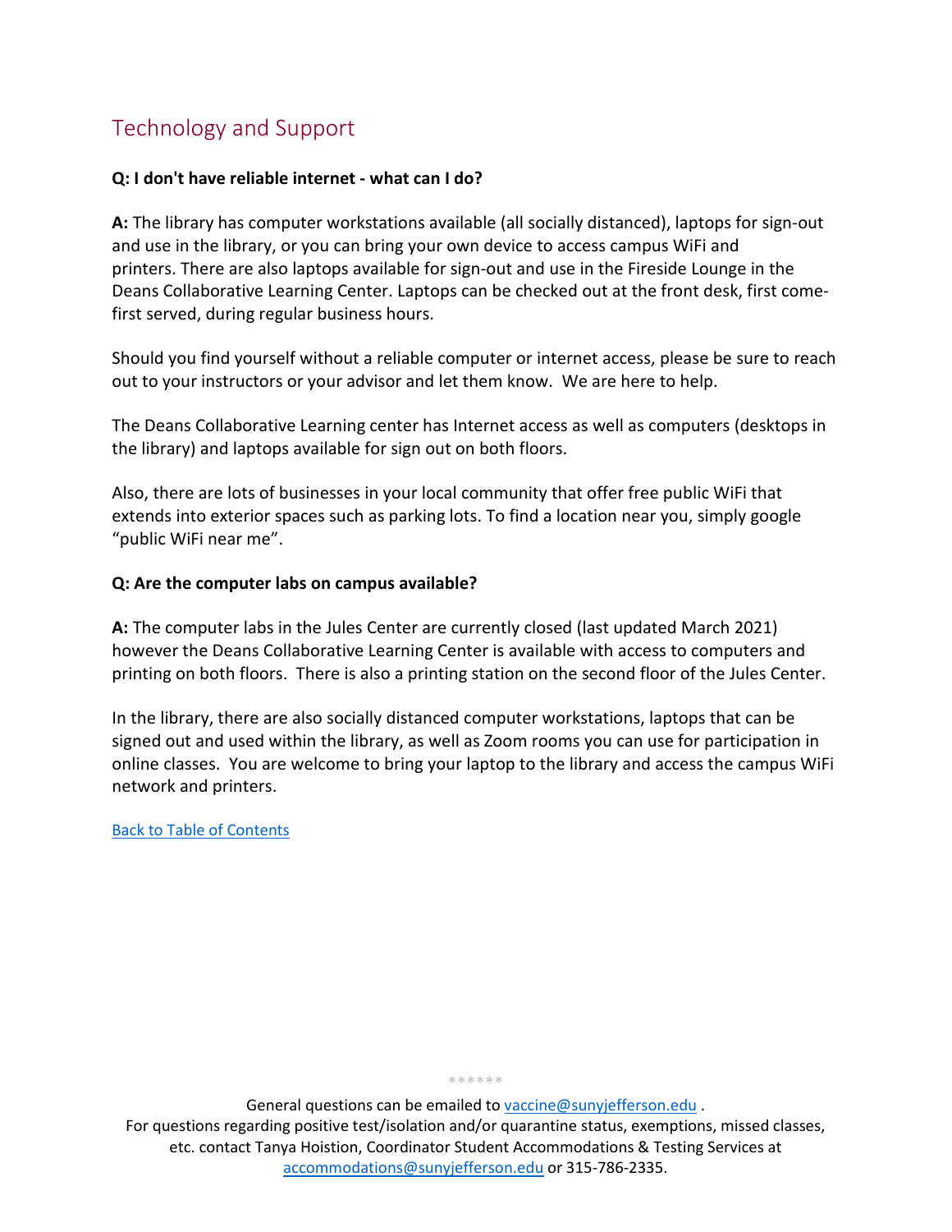## Technology and Support

**Q: I don't have reliable internet - what can I do?**

**A:** The library has computer workstations available (all socially distanced), laptops for sign-out and use in the library, or you can bring your own device to access campus WiFi and printers. There are also laptops available for sign-out and use in the Fireside Lounge in the Deans Collaborative Learning Center. Laptops can be checked out at the front desk, first come-first served, during regular business hours.

Should you find yourself without a reliable computer or internet access, please be sure to reach out to your instructors or your advisor and let them know. We are here to help.

The Deans Collaborative Learning center has Internet access as well as computers (desktops in the library) and laptops available for sign out on both floors.

Also, there are lots of businesses in your local community that offer free public WiFi that extends into exterior spaces such as parking lots. To find a location near you, simply google "public WiFi near me".

**Q: Are the computer labs on campus available?**

**A:** The computer labs in the Jules Center are currently closed (last updated March 2021) however the Deans Collaborative Learning Center is available with access to computers and printing on both floors. There is also a printing station on the second floor of the Jules Center.

In the library, there are also socially distanced computer workstations, laptops that can be signed out and used within the library, as well as Zoom rooms you can use for participation in online classes. You are welcome to bring your laptop to the library and access the campus WiFi network and printers.

[Back to Table of Contents]

******

General questions can be emailed to vaccine@sunyjefferson.edu .
For questions regarding positive test/isolation and/or quarantine status, exemptions, missed classes, etc. contact Tanya Hoistion, Coordinator Student Accommodations & Testing Services at accommodations@sunyjefferson.edu or 315-786-2335.